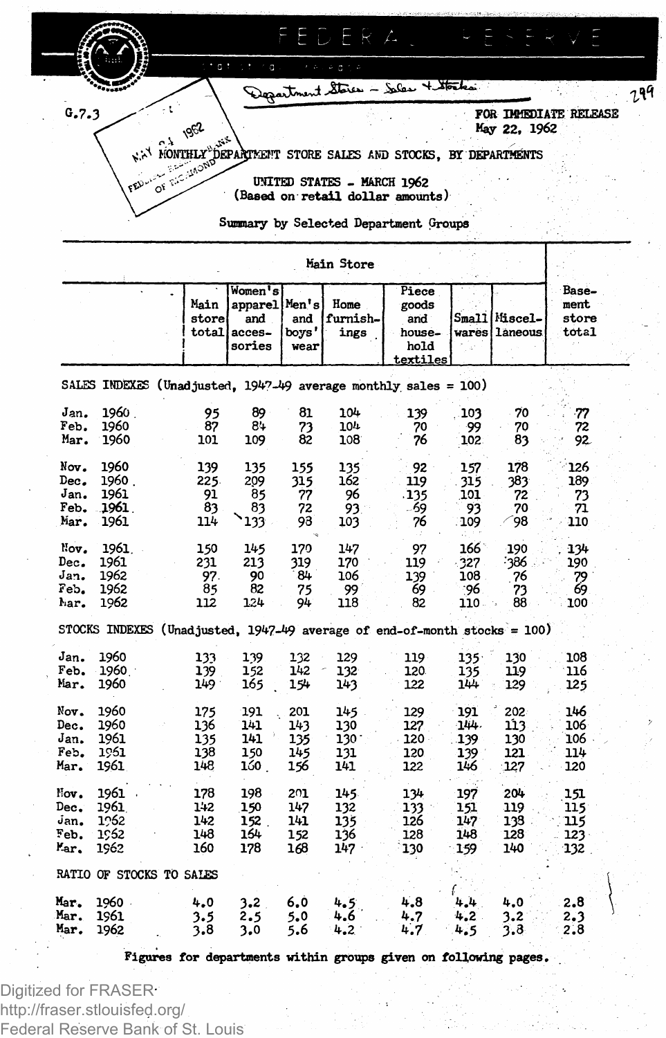Department Stores - Sales + Stocks

G.7.3

FOR IMMEDIATE RELEASE
May 22, 1962

# MONTHLY DEPARTMENT STORE SALES AND STOCKS, BY DEPARTMENTS

## UNITED STATES - MARCH 1962
(Based on retail dollar amounts)

### Summary by Selected Department Groups

| | Main Store | | | | | | | |
|---|---|---|---|---|---|---|---|---|
| | Main store total | Women's apparel and accessories | Men's and boys' wear | Home furnishings | Piece goods and household textiles | Small wares | Miscellaneous | Basement store total |
| **SALES INDEXES (Unadjusted, 1947-49 average monthly sales = 100)** | | | | | | | | |
| Jan. 1960 | 95 | 89 | 81 | 104 | 139 | 103 | 70 | 77 |
| Feb. 1960 | 87 | 84 | 73 | 104 | 70 | 99 | 70 | 72 |
| Mar. 1960 | 101 | 109 | 82 | 108 | 76 | 102 | 83 | 92 |
| Nov. 1960 | 139 | 135 | 155 | 135 | 92 | 157 | 178 | 126 |
| Dec. 1960 | 225 | 209 | 315 | 162 | 119 | 315 | 383 | 189 |
| Jan. 1961 | 91 | 85 | 77 | 96 | 135 | 101 | 72 | 73 |
| Feb. 1961 | 83 | 83 | 72 | 93 | 69 | 93 | 70 | 71 |
| Mar. 1961 | 114 | 133 | 98 | 103 | 76 | 109 | 98 | 110 |
| Nov. 1961 | 150 | 145 | 170 | 147 | 97 | 166 | 190 | 134 |
| Dec. 1961 | 231 | 213 | 319 | 170 | 119 | 327 | 386 | 190 |
| Jan. 1962 | 97 | 90 | 84 | 106 | 139 | 108 | 76 | 79 |
| Feb. 1962 | 85 | 82 | 75 | 99 | 69 | 96 | 73 | 69 |
| Mar. 1962 | 112 | 124 | 94 | 118 | 82 | 110 | 88 | 100 |
| **STOCKS INDEXES (Unadjusted, 1947-49 average of end-of-month stocks = 100)** | | | | | | | | |
| Jan. 1960 | 133 | 139 | 132 | 129 | 119 | 135 | 130 | 108 |
| Feb. 1960 | 139 | 152 | 142 | 132 | 120 | 135 | 119 | 116 |
| Mar. 1960 | 149 | 165 | 154 | 143 | 122 | 144 | 129 | 125 |
| Nov. 1960 | 175 | 191 | 201 | 145 | 129 | 191 | 202 | 146 |
| Dec. 1960 | 136 | 141 | 143 | 130 | 127 | 144 | 113 | 106 |
| Jan. 1961 | 135 | 141 | 135 | 130 | 120 | 139 | 130 | 106 |
| Feb. 1961 | 138 | 150 | 145 | 131 | 120 | 139 | 121 | 114 |
| Mar. 1961 | 148 | 160 | 156 | 141 | 122 | 146 | 127 | 120 |
| Nov. 1961 | 178 | 198 | 201 | 145 | 134 | 197 | 204 | 151 |
| Dec. 1961 | 142 | 150 | 147 | 132 | 133 | 151 | 119 | 115 |
| Jan. 1962 | 142 | 152 | 141 | 135 | 126 | 147 | 138 | 115 |
| Feb. 1962 | 148 | 164 | 152 | 136 | 128 | 148 | 128 | 123 |
| Mar. 1962 | 160 | 178 | 168 | 147 | 130 | 159 | 140 | 132 |
| **RATIO OF STOCKS TO SALES** | | | | | | | | |
| Mar. 1960 | 4.0 | 3.2 | 6.0 | 4.5 | 4.8 | 4.4 | 4.0 | 2.8 |
| Mar. 1961 | 3.5 | 2.5 | 5.0 | 4.6 | 4.7 | 4.2 | 3.2 | 2.3 |
| Mar. 1962 | 3.8 | 3.0 | 5.6 | 4.2 | 4.7 | 4.5 | 3.8 | 2.8 |

**Figures for departments within groups given on following pages.**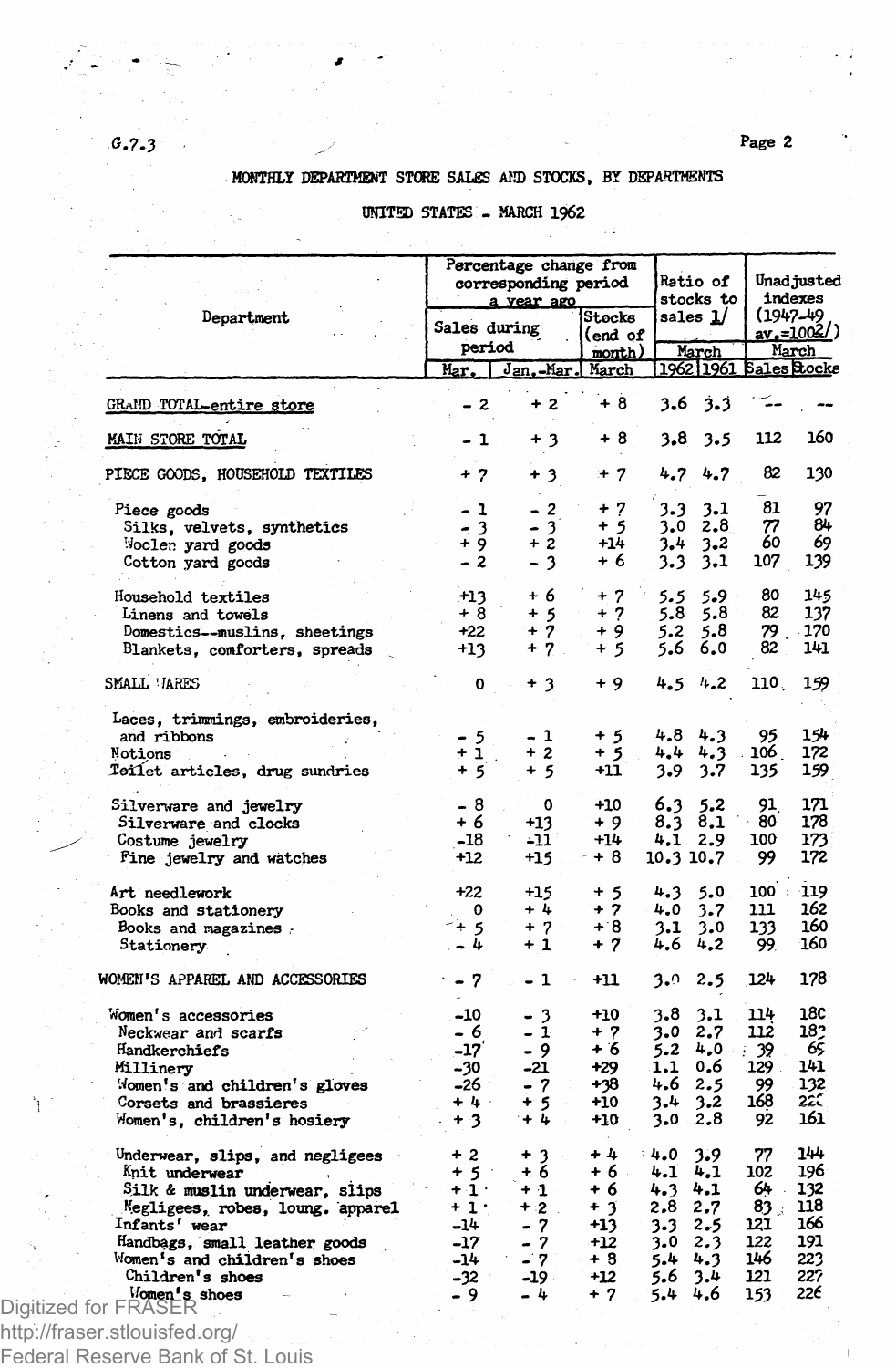G.7.3

## MONTHLY DEPARTMENT STORE SALES AND STOCKS, BY DEPARTMENTS

### UNITED STATES - MARCH 1962

| Department | Percentage change from corresponding period a year ago | | | Ratio of stocks to sales 1/ | | Unadjusted indexes (1947-49 av.=100 2/) | |
|---|---|---|---|---|---|---|---|
| | Sales during period | | Stocks (end of month) | March | | March | |
| | Mar. | Jan.-Mar. | March | 1962 | 1961 | Sales | Stocks |
| GRAND TOTAL-entire store | -2 | +2 | +8 | 3.6 | 3.3 | -- | -- |
| MAIN STORE TOTAL | -1 | +3 | +8 | 3.8 | 3.5 | 112 | 160 |
| PIECE GOODS, HOUSEHOLD TEXTILES | +7 | +3 | +7 | 4.7 | 4.7 | 82 | 130 |
| Piece goods | -1 | -2 | +7 | 3.3 | 3.1 | 81 | 97 |
| Silks, velvets, synthetics | -3 | -3 | +5 | 3.0 | 2.8 | 77 | 84 |
| Woolen yard goods | +9 | +2 | +14 | 3.4 | 3.2 | 60 | 69 |
| Cotton yard goods | -2 | -3 | +6 | 3.3 | 3.1 | 107 | 139 |
| Household textiles | +13 | +6 | +7 | 5.5 | 5.9 | 80 | 145 |
| Linens and towels | +8 | +5 | +7 | 5.8 | 5.8 | 82 | 137 |
| Domestics--muslins, sheetings | +22 | +7 | +9 | 5.2 | 5.8 | 79 | 170 |
| Blankets, comforters, spreads | +13 | +7 | +5 | 5.6 | 6.0 | 82 | 141 |
| SMALL WARES | 0 | +3 | +9 | 4.5 | 4.2 | 110 | 159 |
| Laces, trimmings, embroideries, and ribbons | -5 | -1 | +5 | 4.8 | 4.3 | 95 | 154 |
| Notions | +1 | +2 | +5 | 4.4 | 4.3 | 106 | 172 |
| Toilet articles, drug sundries | +5 | +5 | +11 | 3.9 | 3.7 | 135 | 159 |
| Silverware and jewelry | -8 | 0 | +10 | 6.3 | 5.2 | 91 | 171 |
| Silverware and clocks | +6 | +13 | +9 | 8.3 | 8.1 | 80 | 178 |
| Costume jewelry | -18 | -11 | +14 | 4.1 | 2.9 | 100 | 173 |
| Fine jewelry and watches | +12 | +15 | +8 | 10.3 | 10.7 | 99 | 172 |
| Art needlework | +22 | +15 | +5 | 4.3 | 5.0 | 100 | 119 |
| Books and stationery | 0 | +4 | +7 | 4.0 | 3.7 | 111 | 162 |
| Books and magazines | +5 | +7 | +8 | 3.1 | 3.0 | 133 | 160 |
| Stationery | -4 | +1 | +7 | 4.6 | 4.2 | 99 | 160 |
| WOMEN'S APPAREL AND ACCESSORIES | -7 | -1 | +11 | 3.0 | 2.5 | 124 | 178 |
| Women's accessories | -10 | -3 | +10 | 3.8 | 3.1 | 114 | 180 |
| Neckwear and scarfs | -6 | -1 | +7 | 3.0 | 2.7 | 112 | 182 |
| Handkerchiefs | -17 | -9 | +6 | 5.2 | 4.0 | 39 | 65 |
| Millinery | -30 | -21 | +29 | 1.1 | 0.6 | 129 | 141 |
| Women's and children's gloves | -26 | -7 | +38 | 4.6 | 2.5 | 99 | 132 |
| Corsets and brassieres | +4 | +5 | +10 | 3.4 | 3.2 | 168 | 220 |
| Women's, children's hosiery | +3 | +4 | +10 | 3.0 | 2.8 | 92 | 161 |
| Underwear, slips, and negligees | +2 | +3 | +4 | 4.0 | 3.9 | 77 | 144 |
| Knit underwear | +5 | +6 | +6 | 4.1 | 4.1 | 102 | 196 |
| Silk & muslin underwear, slips | +1 | +1 | +6 | 4.3 | 4.1 | 64 | 132 |
| Negligees, robes, loung. apparel | +1 | +2 | +3 | 2.8 | 2.7 | 83 | 118 |
| Infants' wear | -14 | -7 | +13 | 3.3 | 2.5 | 121 | 166 |
| Handbags, small leather goods | -17 | -7 | +12 | 3.0 | 2.3 | 122 | 191 |
| Women's and children's shoes | -14 | -7 | +8 | 5.4 | 4.3 | 146 | 223 |
| Children's shoes | -32 | -19 | +12 | 5.6 | 3.4 | 121 | 227 |
| Women's shoes | -9 | -4 | +7 | 5.4 | 4.6 | 153 | 226 |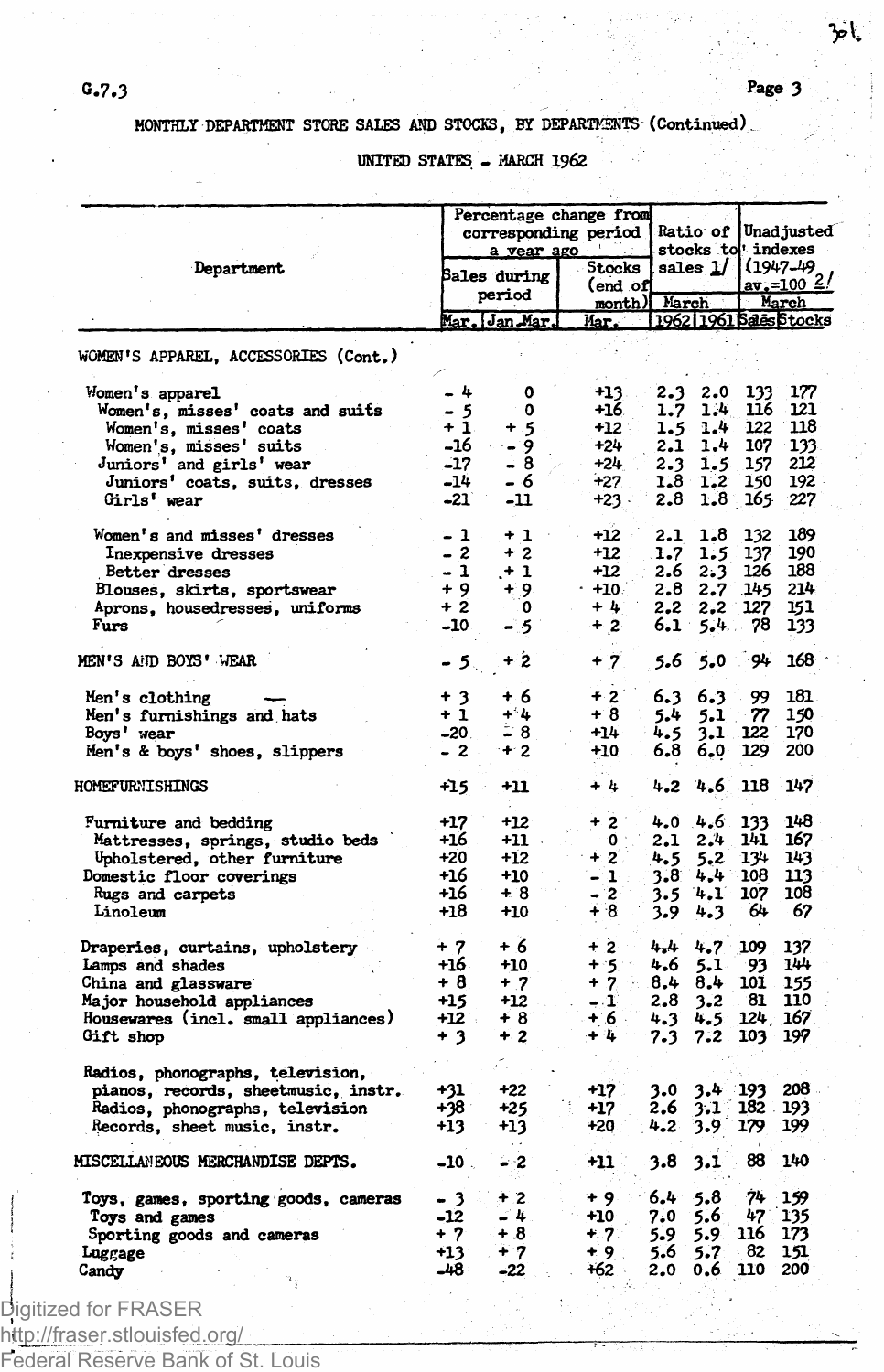G.7.3

MONTHLY DEPARTMENT STORE SALES AND STOCKS, BY DEPARTMENTS (Continued)

UNITED STATES - MARCH 1962

| Department | Percentage change from corresponding period a year ago | | | Ratio of stocks to sales 1/ | | Unadjusted indexes (1947-49 av.=100 2/ | |
|---|---|---|---|---|---|---|---|
| | Sales during period | | Stocks (end of month) | March | | March | |
| | Mar. | Jan.-Mar. | Mar. | 1962 | 1961 | Sales | Stocks |
| WOMEN'S APPAREL, ACCESSORIES (Cont.) | | | | | | | |
| Women's apparel | -4 | 0 | +13 | 2.3 | 2.0 | 133 | 177 |
| Women's, misses' coats and suits | -5 | 0 | +16 | 1.7 | 1.4 | 116 | 121 |
| Women's, misses' coats | +1 | +5 | +12 | 1.5 | 1.4 | 122 | 118 |
| Women's, misses' suits | -16 | -9 | +24 | 2.1 | 1.4 | 107 | 133 |
| Juniors' and girls' wear | -17 | -8 | +24 | 2.3 | 1.5 | 157 | 212 |
| Juniors' coats, suits, dresses | -14 | -6 | +27 | 1.8 | 1.2 | 150 | 192 |
| Girls' wear | -21 | -11 | +23 | 2.8 | 1.8 | 165 | 227 |
| Women's and misses' dresses | -1 | +1 | +12 | 2.1 | 1.8 | 132 | 189 |
| Inexpensive dresses | -2 | +2 | +12 | 1.7 | 1.5 | 137 | 190 |
| Better dresses | -1 | +1 | +12 | 2.6 | 2.3 | 126 | 188 |
| Blouses, skirts, sportswear | +9 | +9 | +10 | 2.8 | 2.7 | 145 | 214 |
| Aprons, housedresses, uniforms | +2 | 0 | +4 | 2.2 | 2.2 | 127 | 151 |
| Furs | -10 | -5 | +2 | 6.1 | 5.4 | 78 | 133 |
| MEN'S AND BOYS' WEAR | -5 | +2 | +7 | 5.6 | 5.0 | 94 | 168 |
| Men's clothing | +3 | +6 | +2 | 6.3 | 6.3 | 99 | 181 |
| Men's furnishings and hats | +1 | +4 | +8 | 5.4 | 5.1 | 77 | 150 |
| Boys' wear | -20 | -8 | +14 | 4.5 | 3.1 | 122 | 170 |
| Men's & boys' shoes, slippers | -2 | +2 | +10 | 6.8 | 6.0 | 129 | 200 |
| HOMEFURNISHINGS | +15 | +11 | +4 | 4.2 | 4.6 | 118 | 147 |
| Furniture and bedding | +17 | +12 | +2 | 4.0 | 4.6 | 133 | 148 |
| Mattresses, springs, studio beds | +16 | +11 | 0 | 2.1 | 2.4 | 141 | 167 |
| Upholstered, other furniture | +20 | +12 | +2 | 4.5 | 5.2 | 134 | 143 |
| Domestic floor coverings | +16 | +10 | -1 | 3.8 | 4.4 | 108 | 113 |
| Rugs and carpets | +16 | +8 | -2 | 3.5 | 4.1 | 107 | 108 |
| Linoleum | +18 | +10 | +8 | 3.9 | 4.3 | 64 | 67 |
| Draperies, curtains, upholstery | +7 | +6 | +2 | 4.4 | 4.7 | 109 | 137 |
| Lamps and shades | +16 | +10 | +5 | 4.6 | 5.1 | 93 | 144 |
| China and glassware | +8 | +7 | +7 | 8.4 | 8.4 | 101 | 155 |
| Major household appliances | +15 | +12 | -1 | 2.8 | 3.2 | 81 | 110 |
| Housewares (incl. small appliances) | +12 | +8 | +6 | 4.3 | 4.5 | 124 | 167 |
| Gift shop | +3 | +2 | +4 | 7.3 | 7.2 | 103 | 197 |
| Radios, phonographs, television, pianos, records, sheetmusic, instr. | +31 | +22 | +17 | 3.0 | 3.4 | 193 | 208 |
| Radios, phonographs, television | +38 | +25 | +17 | 2.6 | 3.1 | 182 | 193 |
| Records, sheet music, instr. | +13 | +13 | +20 | 4.2 | 3.9 | 179 | 199 |
| MISCELLANEOUS MERCHANDISE DEPTS. | -10 | -2 | +11 | 3.8 | 3.1 | 88 | 140 |
| Toys, games, sporting goods, cameras | -3 | +2 | +9 | 6.4 | 5.8 | 74 | 159 |
| Toys and games | -12 | -4 | +10 | 7.0 | 5.6 | 47 | 135 |
| Sporting goods and cameras | +7 | +8 | +7 | 5.9 | 5.9 | 116 | 173 |
| Luggage | +13 | +7 | +9 | 5.6 | 5.7 | 82 | 151 |
| Candy | -48 | -22 | +62 | 2.0 | 0.6 | 110 | 200 |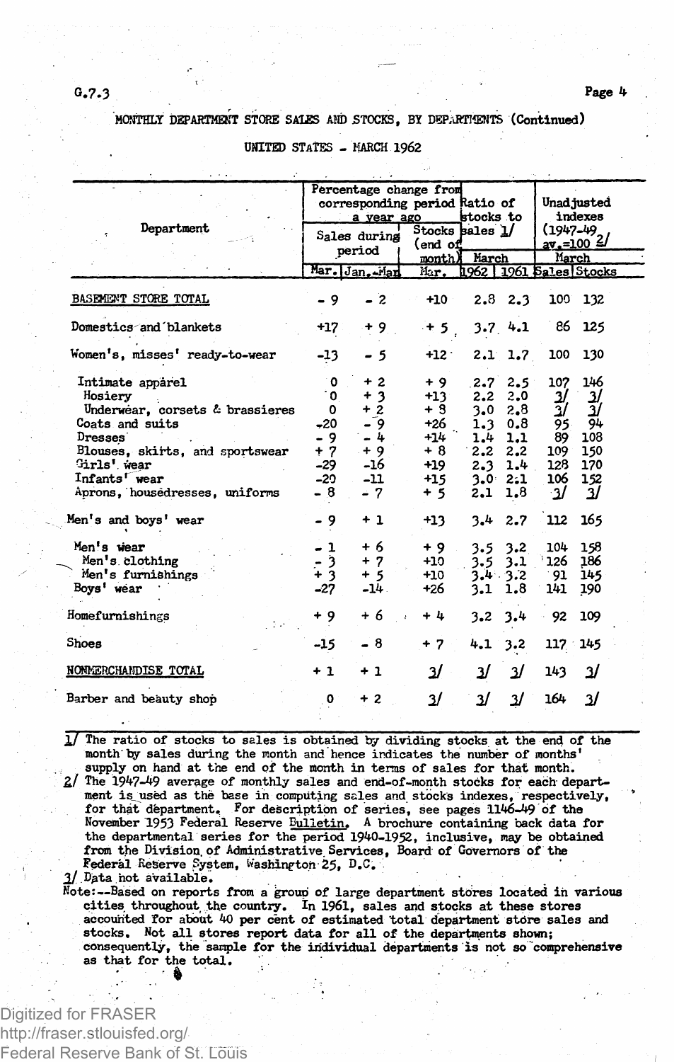MONTHLY DEPARTMENT STORE SALES AND STOCKS, BY DEPARTMENTS (Continued)

UNITED STATES - MARCH 1962

| Department | Percentage change from corresponding period a year ago | | | Ratio of stocks to sales 1/ | | Unadjusted indexes (1947-49 av.=100 2/ | |
|---|---|---|---|---|---|---|---|
| | Sales during period | | Stocks (end of month) | March | | March | |
| | Mar. | Jan.-Mar. | Mar. | 1962 | 1961 | Sales | Stocks |
| BASEMENT STORE TOTAL | -9 | -2 | +10 | 2.8 | 2.3 | 100 | 132 |
| Domestics and blankets | +17 | +9 | +5 | 3.7 | 4.1 | 86 | 125 |
| Women's, misses' ready-to-wear | -13 | -5 | +12 | 2.1 | 1.7 | 100 | 130 |
| Intimate apparel | 0 | +2 | +9 | 2.7 | 2.5 | 107 | 146 |
| Hosiery | 0 | +3 | +13 | 2.2 | 2.0 | 3/ | 3/ |
| Underwear, corsets & brassieres | 0 | +2 | +8 | 3.0 | 2.8 | 3/ | 3/ |
| Coats and suits | -20 | -9 | +26 | 1.3 | 0.8 | 95 | 94 |
| Dresses | -9 | -4 | +14 | 1.4 | 1.1 | 89 | 108 |
| Blouses, skirts, and sportswear | +7 | +9 | +8 | 2.2 | 2.2 | 109 | 150 |
| Girls' wear | -29 | -16 | +19 | 2.3 | 1.4 | 128 | 170 |
| Infants' wear | -20 | -11 | +15 | 3.0 | 2.1 | 106 | 152 |
| Aprons, housedresses, uniforms | -8 | -7 | +5 | 2.1 | 1.8 | 3/ | 3/ |
| Men's and boys' wear | -9 | +1 | +13 | 3.4 | 2.7 | 112 | 165 |
| Men's wear | -1 | +6 | +9 | 3.5 | 3.2 | 104 | 158 |
| Men's clothing | -3 | +7 | +10 | 3.5 | 3.1 | 126 | 186 |
| Men's furnishings | +3 | +5 | +10 | 3.4 | 3.2 | 91 | 145 |
| Boys' wear | -27 | -14 | +26 | 3.1 | 1.8 | 141 | 190 |
| Homefurnishings | +9 | +6 | +4 | 3.2 | 3.4 | 92 | 109 |
| Shoes | -15 | -8 | +7 | 4.1 | 3.2 | 117 | 145 |
| NONMERCHANDISE TOTAL | +1 | +1 | 3/ | 3/ | 3/ | 143 | 3/ |
| Barber and beauty shop | 0 | +2 | 3/ | 3/ | 3/ | 164 | 3/ |

1/ The ratio of stocks to sales is obtained by dividing stocks at the end of the month by sales during the month and hence indicates the number of months' supply on hand at the end of the month in terms of sales for that month.

2/ The 1947-49 average of monthly sales and end-of-month stocks for each department is used as the base in computing sales and stocks indexes, respectively, for that department. For description of series, see pages 1146-49 of the November 1953 Federal Reserve Bulletin. A brochure containing back data for the departmental series for the period 1940-1952, inclusive, may be obtained from the Division of Administrative Services, Board of Governors of the Federal Reserve System, Washington 25, D.C.

3/ Data not available.

Note:--Based on reports from a group of large department stores located in various cities throughout the country. In 1961, sales and stocks at these stores accounted for about 40 per cent of estimated total department store sales and stocks. Not all stores report data for all of the departments shown; consequently, the sample for the individual departments is not so comprehensive as that for the total.